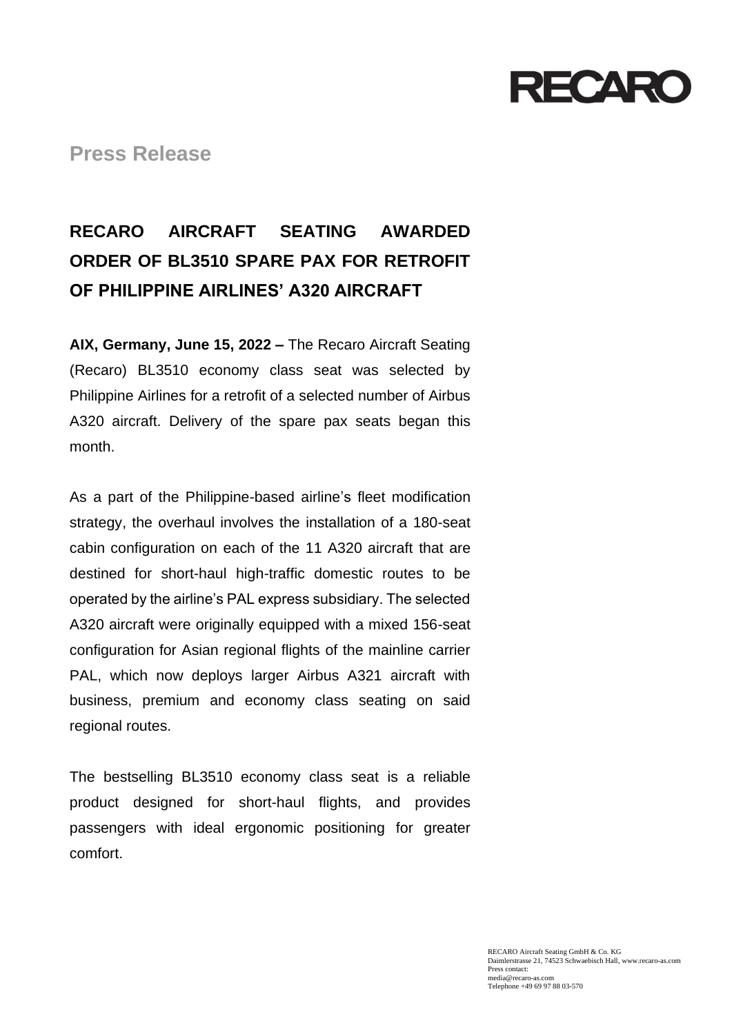RECARO

**Press Release**

# RECARO AIRCRAFT SEATING AWARDED ORDER OF BL3510 SPARE PAX FOR RETROFIT OF PHILIPPINE AIRLINES' A320 AIRCRAFT

**AIX, Germany, June 15, 2022 –** The Recaro Aircraft Seating (Recaro) BL3510 economy class seat was selected by Philippine Airlines for a retrofit of a selected number of Airbus A320 aircraft. Delivery of the spare pax seats began this month.

As a part of the Philippine-based airline's fleet modification strategy, the overhaul involves the installation of a 180-seat cabin configuration on each of the 11 A320 aircraft that are destined for short-haul high-traffic domestic routes to be operated by the airline's PAL express subsidiary. The selected A320 aircraft were originally equipped with a mixed 156-seat configuration for Asian regional flights of the mainline carrier PAL, which now deploys larger Airbus A321 aircraft with business, premium and economy class seating on said regional routes.

The bestselling BL3510 economy class seat is a reliable product designed for short-haul flights, and provides passengers with ideal ergonomic positioning for greater comfort.

RECARO Aircraft Seating GmbH & Co. KG
Daimlerstrasse 21, 74523 Schwaebisch Hall, www.recaro-as.com
Press contact:
media@recaro-as.com
Telephone +49 69 97 88 03-570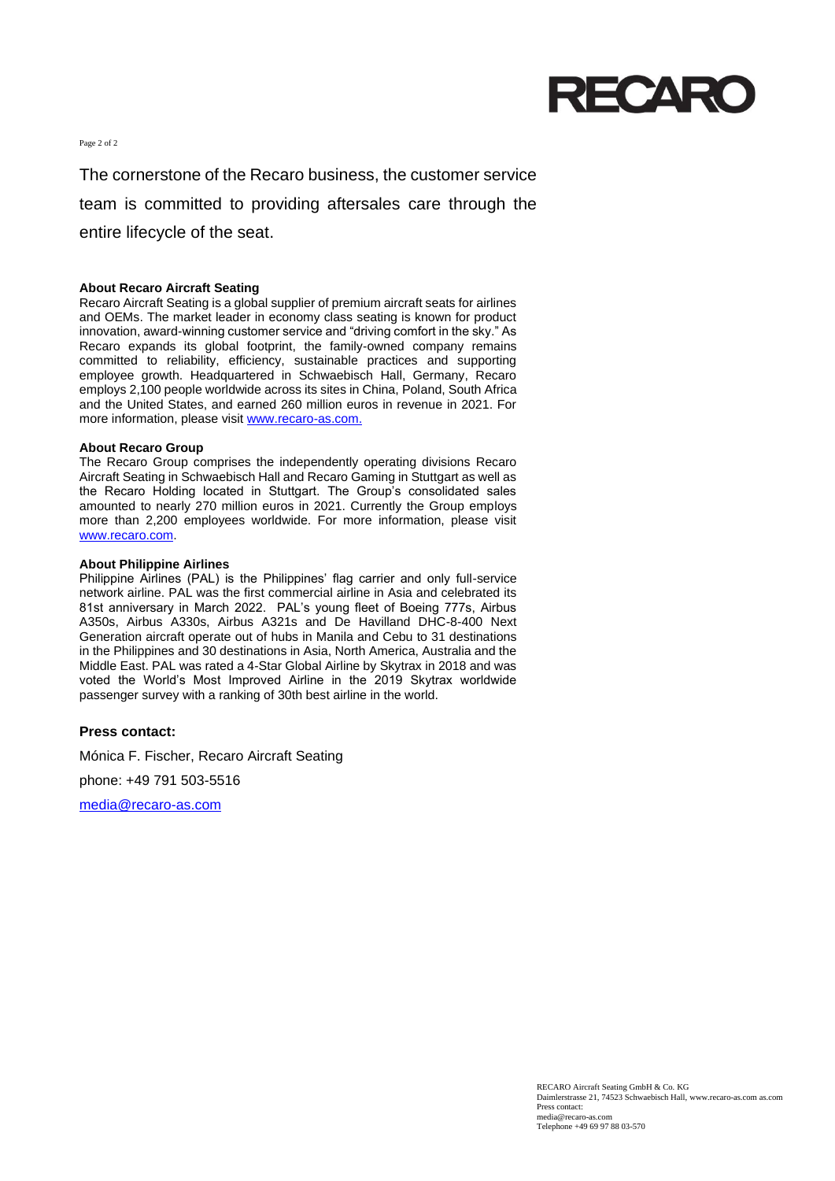The cornerstone of the Recaro business, the customer service team is committed to providing aftersales care through the entire lifecycle of the seat.

**About Recaro Aircraft Seating**

Recaro Aircraft Seating is a global supplier of premium aircraft seats for airlines and OEMs. The market leader in economy class seating is known for product innovation, award-winning customer service and "driving comfort in the sky." As Recaro expands its global footprint, the family-owned company remains committed to reliability, efficiency, sustainable practices and supporting employee growth. Headquartered in Schwaebisch Hall, Germany, Recaro employs 2,100 people worldwide across its sites in China, Poland, South Africa and the United States, and earned 260 million euros in revenue in 2021. For more information, please visit www.recaro-as.com.

**About Recaro Group**

The Recaro Group comprises the independently operating divisions Recaro Aircraft Seating in Schwaebisch Hall and Recaro Gaming in Stuttgart as well as the Recaro Holding located in Stuttgart. The Group's consolidated sales amounted to nearly 270 million euros in 2021. Currently the Group employs more than 2,200 employees worldwide. For more information, please visit www.recaro.com.

**About Philippine Airlines**

Philippine Airlines (PAL) is the Philippines' flag carrier and only full-service network airline. PAL was the first commercial airline in Asia and celebrated its 81st anniversary in March 2022. PAL's young fleet of Boeing 777s, Airbus A350s, Airbus A330s, Airbus A321s and De Havilland DHC-8-400 Next Generation aircraft operate out of hubs in Manila and Cebu to 31 destinations in the Philippines and 30 destinations in Asia, North America, Australia and the Middle East. PAL was rated a 4-Star Global Airline by Skytrax in 2018 and was voted the World's Most Improved Airline in the 2019 Skytrax worldwide passenger survey with a ranking of 30th best airline in the world.

**Press contact:**

Mónica F. Fischer, Recaro Aircraft Seating

phone: +49 791 503-5516

media@recaro-as.com

RECARO Aircraft Seating GmbH & Co. KG
Daimlerstrasse 21, 74523 Schwaebisch Hall, www.recaro-as.com as.com
Press contact:
media@recaro-as.com
Telephone +49 69 97 88 03-570